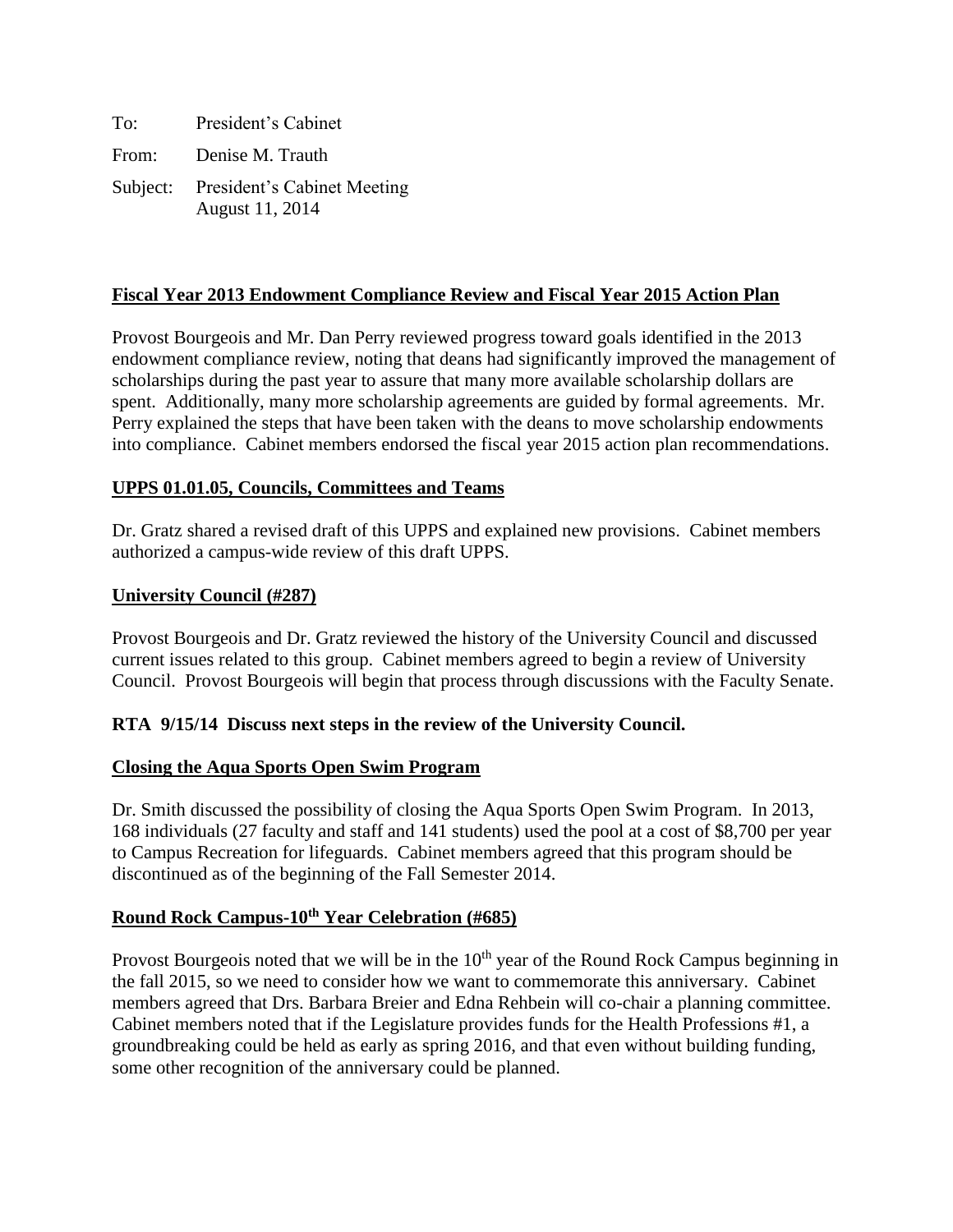To: President's Cabinet

From: Denise M. Trauth

Subject: President's Cabinet Meeting
August 11, 2014

## Fiscal Year 2013 Endowment Compliance Review and Fiscal Year 2015 Action Plan

Provost Bourgeois and Mr. Dan Perry reviewed progress toward goals identified in the 2013 endowment compliance review, noting that deans had significantly improved the management of scholarships during the past year to assure that many more available scholarship dollars are spent. Additionally, many more scholarship agreements are guided by formal agreements. Mr. Perry explained the steps that have been taken with the deans to move scholarship endowments into compliance. Cabinet members endorsed the fiscal year 2015 action plan recommendations.

## UPPS 01.01.05, Councils, Committees and Teams

Dr. Gratz shared a revised draft of this UPPS and explained new provisions. Cabinet members authorized a campus-wide review of this draft UPPS.

## University Council (#287)

Provost Bourgeois and Dr. Gratz reviewed the history of the University Council and discussed current issues related to this group. Cabinet members agreed to begin a review of University Council. Provost Bourgeois will begin that process through discussions with the Faculty Senate.

**RTA 9/15/14 Discuss next steps in the review of the University Council.**

## Closing the Aqua Sports Open Swim Program

Dr. Smith discussed the possibility of closing the Aqua Sports Open Swim Program. In 2013, 168 individuals (27 faculty and staff and 141 students) used the pool at a cost of $8,700 per year to Campus Recreation for lifeguards. Cabinet members agreed that this program should be discontinued as of the beginning of the Fall Semester 2014.

## Round Rock Campus-10th Year Celebration (#685)

Provost Bourgeois noted that we will be in the 10th year of the Round Rock Campus beginning in the fall 2015, so we need to consider how we want to commemorate this anniversary. Cabinet members agreed that Drs. Barbara Breier and Edna Rehbein will co-chair a planning committee. Cabinet members noted that if the Legislature provides funds for the Health Professions #1, a groundbreaking could be held as early as spring 2016, and that even without building funding, some other recognition of the anniversary could be planned.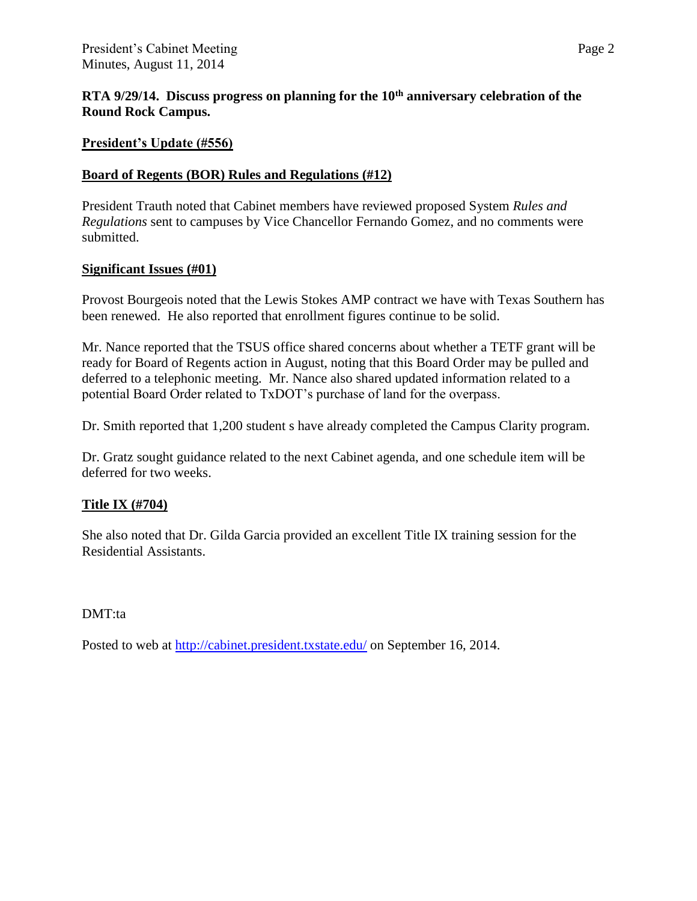**RTA 9/29/14. Discuss progress on planning for the 10th anniversary celebration of the Round Rock Campus.**

**President's Update (#556)**

**Board of Regents (BOR) Rules and Regulations (#12)**

President Trauth noted that Cabinet members have reviewed proposed System *Rules and Regulations* sent to campuses by Vice Chancellor Fernando Gomez, and no comments were submitted.

**Significant Issues (#01)**

Provost Bourgeois noted that the Lewis Stokes AMP contract we have with Texas Southern has been renewed. He also reported that enrollment figures continue to be solid.

Mr. Nance reported that the TSUS office shared concerns about whether a TETF grant will be ready for Board of Regents action in August, noting that this Board Order may be pulled and deferred to a telephonic meeting. Mr. Nance also shared updated information related to a potential Board Order related to TxDOT's purchase of land for the overpass.

Dr. Smith reported that 1,200 student s have already completed the Campus Clarity program.

Dr. Gratz sought guidance related to the next Cabinet agenda, and one schedule item will be deferred for two weeks.

**Title IX (#704)**

She also noted that Dr. Gilda Garcia provided an excellent Title IX training session for the Residential Assistants.

DMT:ta

Posted to web at http://cabinet.president.txstate.edu/ on September 16, 2014.